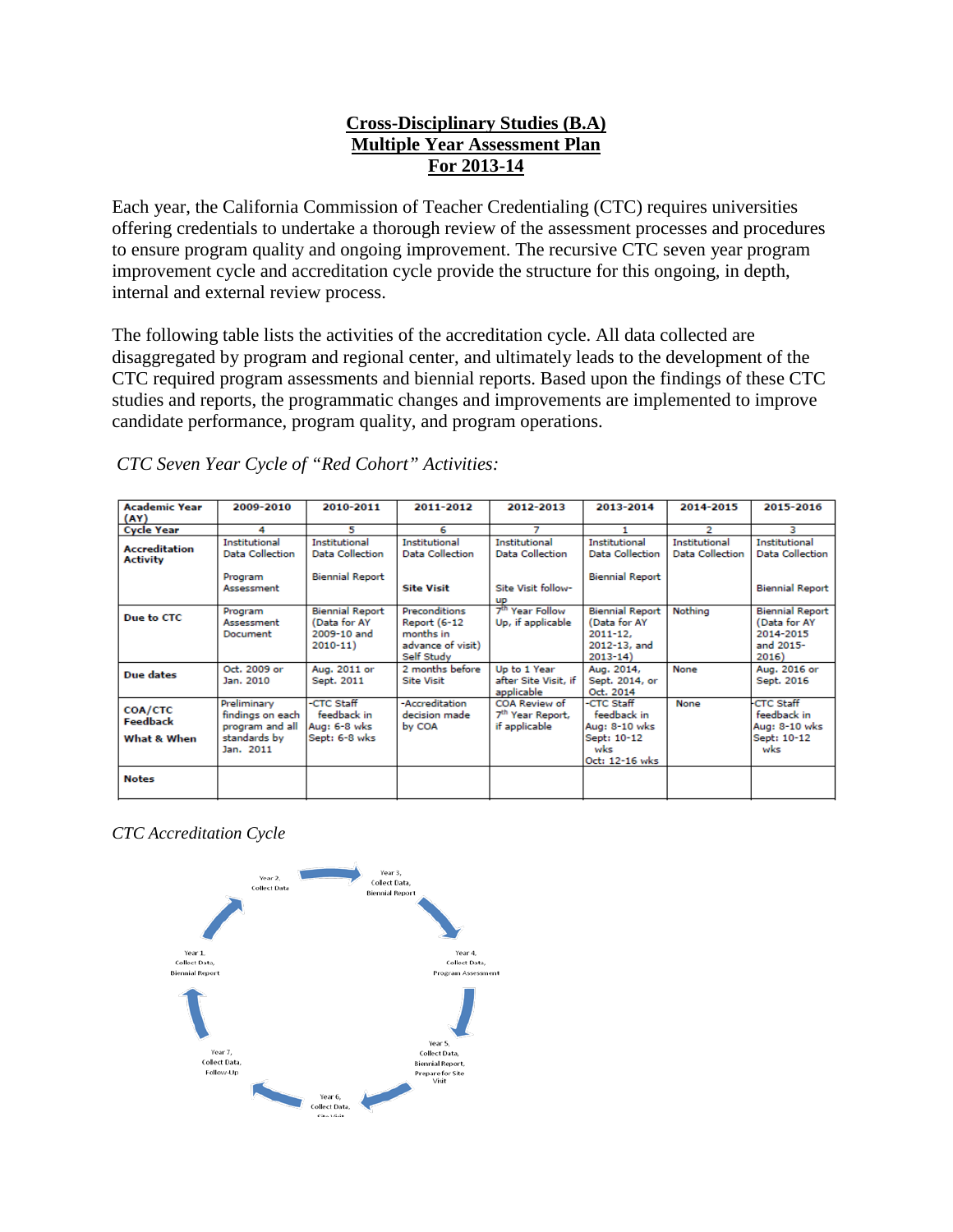# Cross-Disciplinary Studies (B.A)
## Multiple Year Assessment Plan
## For 2013-14

Each year, the California Commission of Teacher Credentialing (CTC) requires universities offering credentials to undertake a thorough review of the assessment processes and procedures to ensure program quality and ongoing improvement. The recursive CTC seven year program improvement cycle and accreditation cycle provide the structure for this ongoing, in depth, internal and external review process.

The following table lists the activities of the accreditation cycle. All data collected are disaggregated by program and regional center, and ultimately leads to the development of the CTC required program assessments and biennial reports. Based upon the findings of these CTC studies and reports, the programmatic changes and improvements are implemented to improve candidate performance, program quality, and program operations.

*CTC Seven Year Cycle of "Red Cohort" Activities:*

| Academic Year (AY) | 2009-2010 | 2010-2011 | 2011-2012 | 2012-2013 | 2013-2014 | 2014-2015 | 2015-2016 |
|---|---|---|---|---|---|---|---|
| Cycle Year | 4 | 5 | 6 | 7 | 1 | 2 | 3 |
| Accreditation Activity | Institutional Data Collection<br><br>Program Assessment | Institutional Data Collection<br><br>Biennial Report | Institutional Data Collection<br><br>**Site Visit** | Institutional Data Collection<br><br>Site Visit follow-up | Institutional Data Collection<br><br>Biennial Report | Institutional Data Collection | Institutional Data Collection<br><br>Biennial Report |
| Due to CTC | Program Assessment Document | Biennial Report (Data for AY 2009-10 and 2010-11) | Preconditions Report (6-12 months in advance of visit) Self Study | 7th Year Follow Up, if applicable | Biennial Report (Data for AY 2011-12, 2012-13, and 2013-14) | Nothing | Biennial Report (Data for AY 2014-2015 and 2015-2016) |
| Due dates | Oct. 2009 or Jan. 2010 | Aug. 2011 or Sept. 2011 | 2 months before Site Visit | Up to 1 Year after Site Visit, if applicable | Aug. 2014, Sept. 2014, or Oct. 2014 | None | Aug. 2016 or Sept. 2016 |
| COA/CTC Feedback<br>What & When | Preliminary findings on each program and all standards by Jan. 2011 | -CTC Staff feedback in Aug: 6-8 wks Sept: 6-8 wks | -Accreditation decision made by COA | COA Review of 7th Year Report, if applicable | -CTC Staff feedback in Aug: 8-10 wks Sept: 10-12 wks Oct: 12-16 wks | None | -CTC Staff feedback in Aug: 8-10 wks Sept: 10-12 wks |
| Notes | | | | | | | |

*CTC Accreditation Cycle*

Year 1, Collect Data, Biennial Report → Year 2, Collect Data → Year 3, Collect Data, Biennial Report → Year 4, Collect Data, Program Assessment → Year 5, Collect Data, Biennial Report, Prepare for Site Visit → Year 6, Collect Data, Site Visit → Year 7, Collect Data, Follow-Up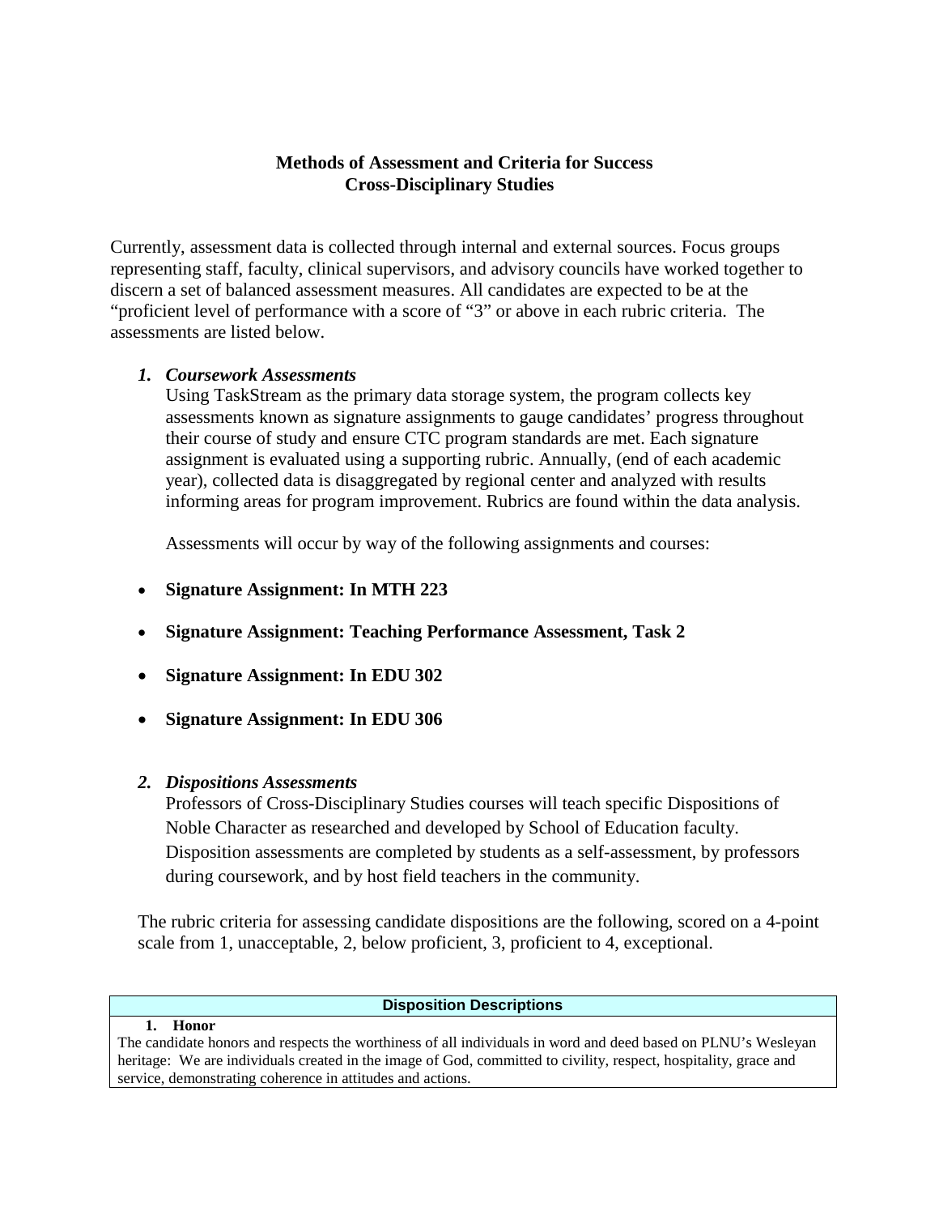**Methods of Assessment and Criteria for Success**
**Cross-Disciplinary Studies**

Currently, assessment data is collected through internal and external sources. Focus groups representing staff, faculty, clinical supervisors, and advisory councils have worked together to discern a set of balanced assessment measures. All candidates are expected to be at the "proficient level of performance with a score of "3" or above in each rubric criteria. The assessments are listed below.

1. ***Coursework Assessments***
   Using TaskStream as the primary data storage system, the program collects key assessments known as signature assignments to gauge candidates' progress throughout their course of study and ensure CTC program standards are met. Each signature assignment is evaluated using a supporting rubric. Annually, (end of each academic year), collected data is disaggregated by regional center and analyzed with results informing areas for program improvement. Rubrics are found within the data analysis.

   Assessments will occur by way of the following assignments and courses:

- **Signature Assignment: In MTH 223**
- **Signature Assignment: Teaching Performance Assessment, Task 2**
- **Signature Assignment: In EDU 302**
- **Signature Assignment: In EDU 306**

2. ***Dispositions Assessments***
   Professors of Cross-Disciplinary Studies courses will teach specific Dispositions of Noble Character as researched and developed by School of Education faculty. Disposition assessments are completed by students as a self-assessment, by professors during coursework, and by host field teachers in the community.

The rubric criteria for assessing candidate dispositions are the following, scored on a 4-point scale from 1, unacceptable, 2, below proficient, 3, proficient to 4, exceptional.

| Disposition Descriptions |
| --- |
| **1. Honor**<br>The candidate honors and respects the worthiness of all individuals in word and deed based on PLNU's Wesleyan heritage: We are individuals created in the image of God, committed to civility, respect, hospitality, grace and service, demonstrating coherence in attitudes and actions. |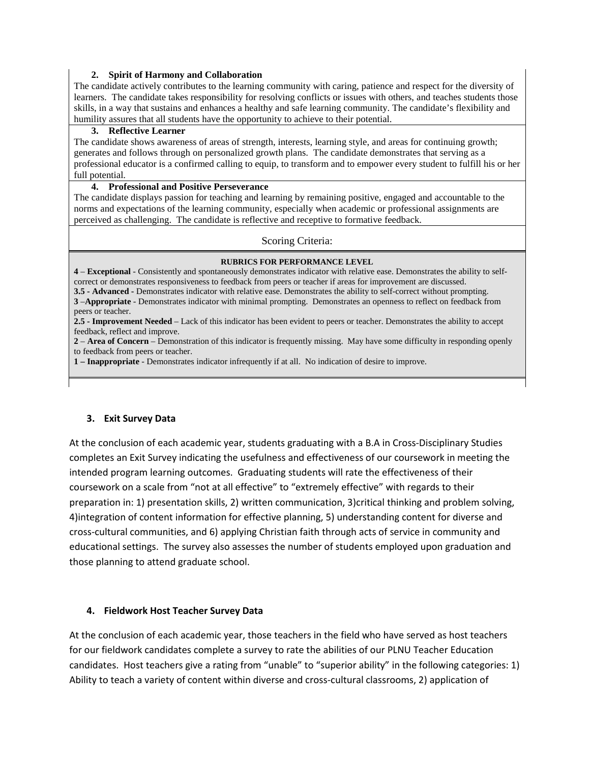2. **Spirit of Harmony and Collaboration**

The candidate actively contributes to the learning community with caring, patience and respect for the diversity of learners. The candidate takes responsibility for resolving conflicts or issues with others, and teaches students those skills, in a way that sustains and enhances a healthy and safe learning community. The candidate's flexibility and humility assures that all students have the opportunity to achieve to their potential.

3. **Reflective Learner**

The candidate shows awareness of areas of strength, interests, learning style, and areas for continuing growth; generates and follows through on personalized growth plans. The candidate demonstrates that serving as a professional educator is a confirmed calling to equip, to transform and to empower every student to fulfill his or her full potential.

4. **Professional and Positive Perseverance**

The candidate displays passion for teaching and learning by remaining positive, engaged and accountable to the norms and expectations of the learning community, especially when academic or professional assignments are perceived as challenging. The candidate is reflective and receptive to formative feedback.

Scoring Criteria:

**RUBRICS FOR PERFORMANCE LEVEL**

**4** – **Exceptional** - Consistently and spontaneously demonstrates indicator with relative ease. Demonstrates the ability to self-correct or demonstrates responsiveness to feedback from peers or teacher if areas for improvement are discussed.

**3.5 - Advanced** - Demonstrates indicator with relative ease. Demonstrates the ability to self-correct without prompting.

**3** –**Appropriate** - Demonstrates indicator with minimal prompting. Demonstrates an openness to reflect on feedback from peers or teacher.

**2.5 - Improvement Needed** – Lack of this indicator has been evident to peers or teacher. Demonstrates the ability to accept feedback, reflect and improve.

**2** – **Area of Concern** – Demonstration of this indicator is frequently missing. May have some difficulty in responding openly to feedback from peers or teacher.

**1 – Inappropriate** - Demonstrates indicator infrequently if at all. No indication of desire to improve.

### 3. Exit Survey Data

At the conclusion of each academic year, students graduating with a B.A in Cross-Disciplinary Studies completes an Exit Survey indicating the usefulness and effectiveness of our coursework in meeting the intended program learning outcomes. Graduating students will rate the effectiveness of their coursework on a scale from "not at all effective" to "extremely effective" with regards to their preparation in: 1) presentation skills, 2) written communication, 3)critical thinking and problem solving, 4)integration of content information for effective planning, 5) understanding content for diverse and cross-cultural communities, and 6) applying Christian faith through acts of service in community and educational settings. The survey also assesses the number of students employed upon graduation and those planning to attend graduate school.

### 4. Fieldwork Host Teacher Survey Data

At the conclusion of each academic year, those teachers in the field who have served as host teachers for our fieldwork candidates complete a survey to rate the abilities of our PLNU Teacher Education candidates. Host teachers give a rating from "unable" to "superior ability" in the following categories: 1) Ability to teach a variety of content within diverse and cross-cultural classrooms, 2) application of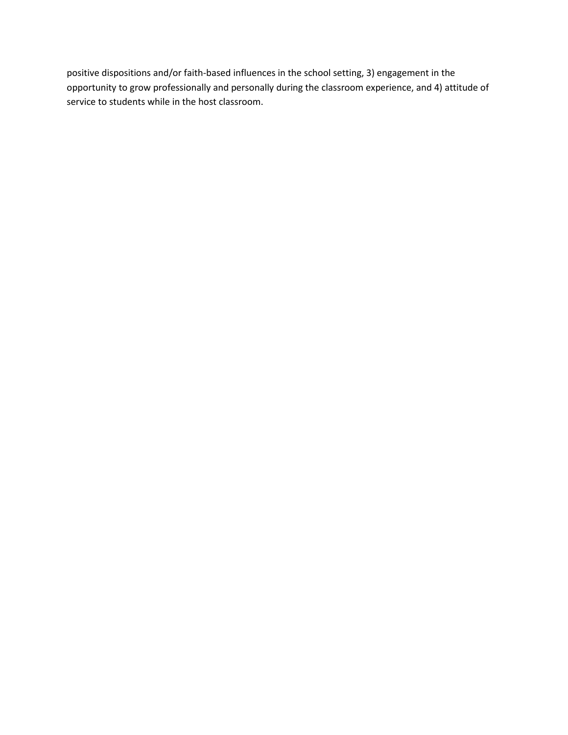positive dispositions and/or faith-based influences in the school setting, 3) engagement in the opportunity to grow professionally and personally during the classroom experience, and 4) attitude of service to students while in the host classroom.